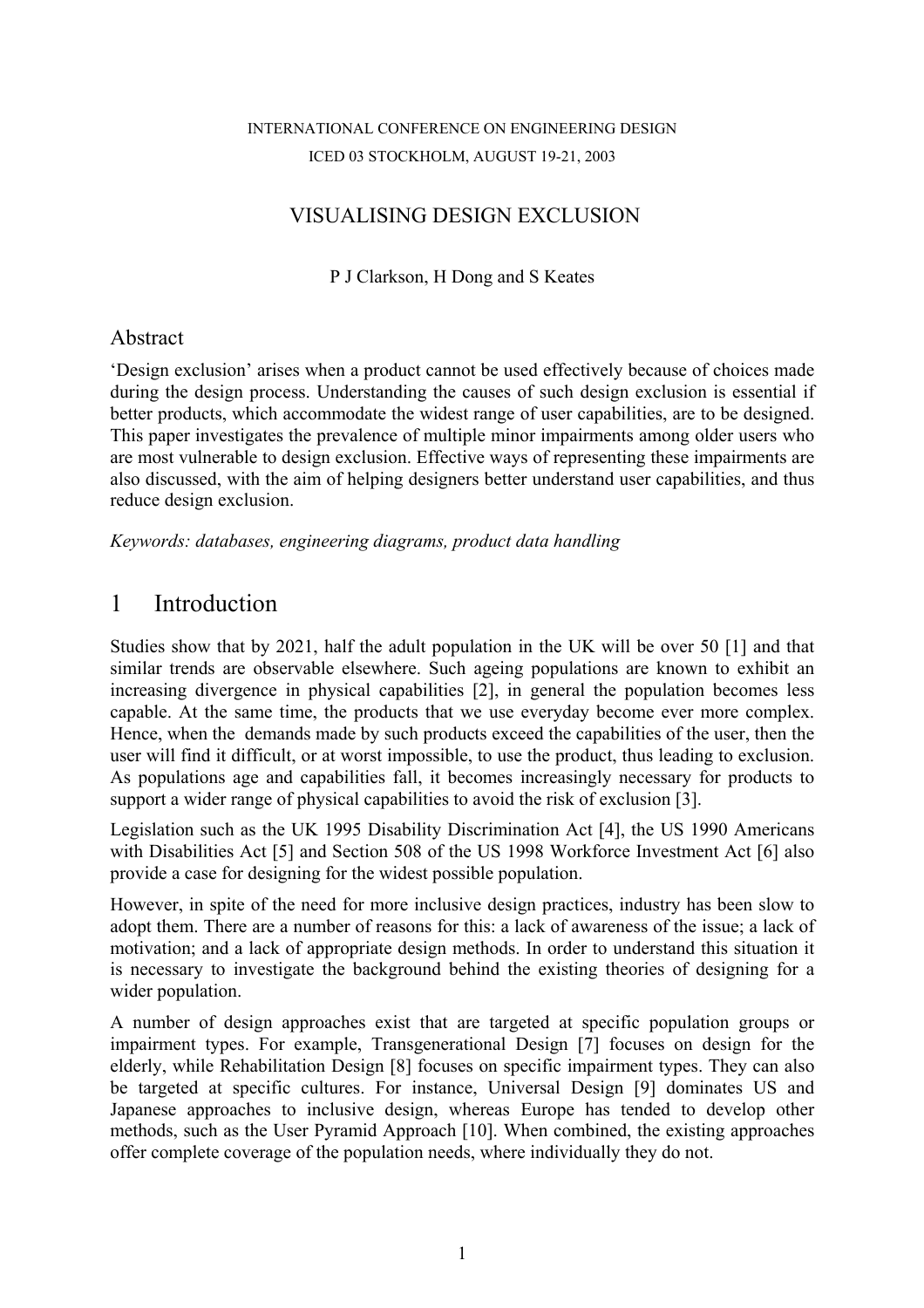INTERNATIONAL CONFERENCE ON ENGINEERING DESIGN
ICED 03 STOCKHOLM, AUGUST 19-21, 2003

# VISUALISING DESIGN EXCLUSION

P J Clarkson, H Dong and S Keates

## Abstract

'Design exclusion' arises when a product cannot be used effectively because of choices made during the design process. Understanding the causes of such design exclusion is essential if better products, which accommodate the widest range of user capabilities, are to be designed. This paper investigates the prevalence of multiple minor impairments among older users who are most vulnerable to design exclusion. Effective ways of representing these impairments are also discussed, with the aim of helping designers better understand user capabilities, and thus reduce design exclusion.

*Keywords: databases, engineering diagrams, product data handling*

## 1 Introduction

Studies show that by 2021, half the adult population in the UK will be over 50 [1] and that similar trends are observable elsewhere. Such ageing populations are known to exhibit an increasing divergence in physical capabilities [2], in general the population becomes less capable. At the same time, the products that we use everyday become ever more complex. Hence, when the demands made by such products exceed the capabilities of the user, then the user will find it difficult, or at worst impossible, to use the product, thus leading to exclusion. As populations age and capabilities fall, it becomes increasingly necessary for products to support a wider range of physical capabilities to avoid the risk of exclusion [3].

Legislation such as the UK 1995 Disability Discrimination Act [4], the US 1990 Americans with Disabilities Act [5] and Section 508 of the US 1998 Workforce Investment Act [6] also provide a case for designing for the widest possible population.

However, in spite of the need for more inclusive design practices, industry has been slow to adopt them. There are a number of reasons for this: a lack of awareness of the issue; a lack of motivation; and a lack of appropriate design methods. In order to understand this situation it is necessary to investigate the background behind the existing theories of designing for a wider population.

A number of design approaches exist that are targeted at specific population groups or impairment types. For example, Transgenerational Design [7] focuses on design for the elderly, while Rehabilitation Design [8] focuses on specific impairment types. They can also be targeted at specific cultures. For instance, Universal Design [9] dominates US and Japanese approaches to inclusive design, whereas Europe has tended to develop other methods, such as the User Pyramid Approach [10]. When combined, the existing approaches offer complete coverage of the population needs, where individually they do not.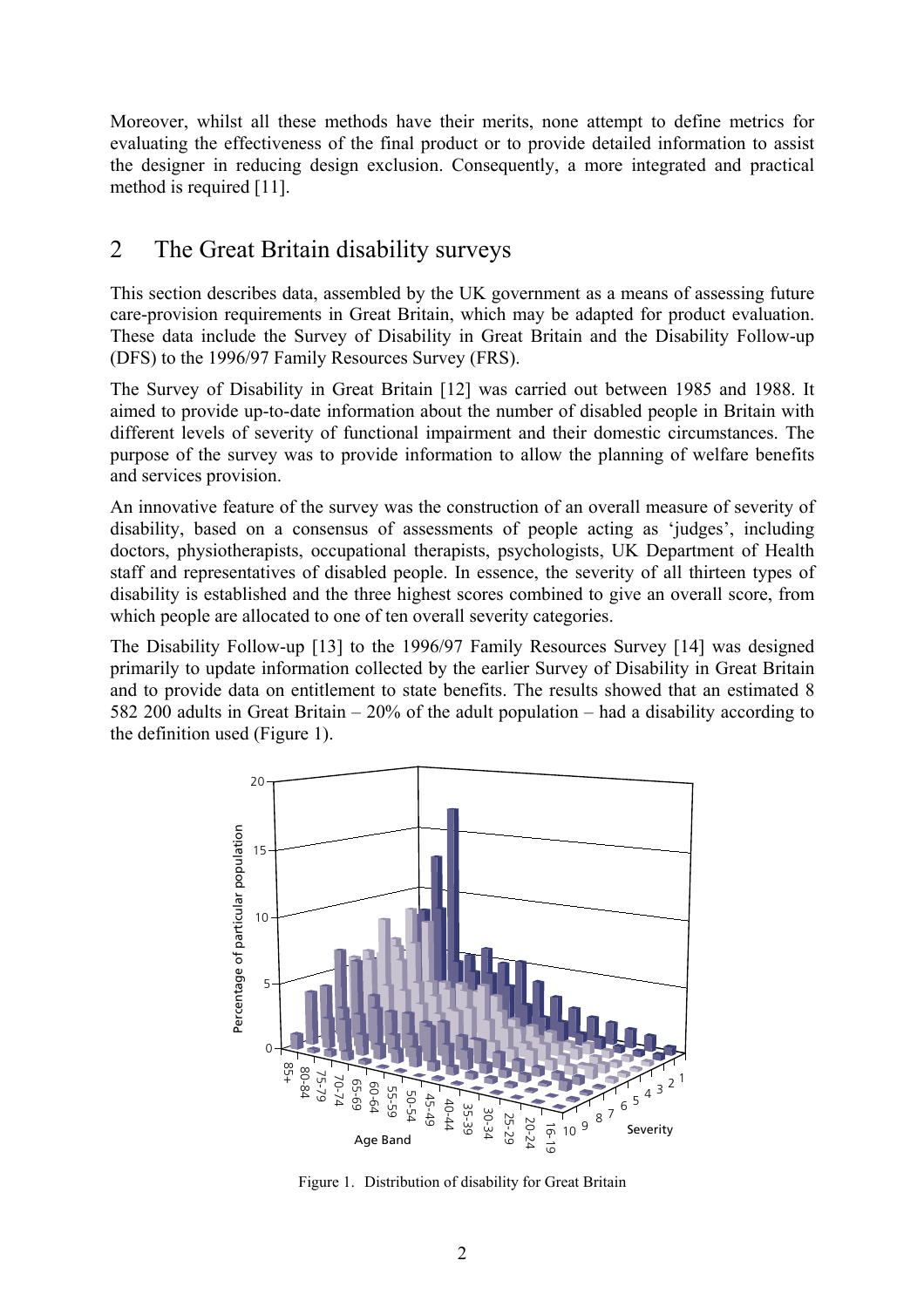Moreover, whilst all these methods have their merits, none attempt to define metrics for evaluating the effectiveness of the final product or to provide detailed information to assist the designer in reducing design exclusion. Consequently, a more integrated and practical method is required [11].

## 2 The Great Britain disability surveys

This section describes data, assembled by the UK government as a means of assessing future care-provision requirements in Great Britain, which may be adapted for product evaluation. These data include the Survey of Disability in Great Britain and the Disability Follow-up (DFS) to the 1996/97 Family Resources Survey (FRS).

The Survey of Disability in Great Britain [12] was carried out between 1985 and 1988. It aimed to provide up-to-date information about the number of disabled people in Britain with different levels of severity of functional impairment and their domestic circumstances. The purpose of the survey was to provide information to allow the planning of welfare benefits and services provision.

An innovative feature of the survey was the construction of an overall measure of severity of disability, based on a consensus of assessments of people acting as 'judges', including doctors, physiotherapists, occupational therapists, psychologists, UK Department of Health staff and representatives of disabled people. In essence, the severity of all thirteen types of disability is established and the three highest scores combined to give an overall score, from which people are allocated to one of ten overall severity categories.

The Disability Follow-up [13] to the 1996/97 Family Resources Survey [14] was designed primarily to update information collected by the earlier Survey of Disability in Great Britain and to provide data on entitlement to state benefits. The results showed that an estimated 8 582 200 adults in Great Britain – 20% of the adult population – had a disability according to the definition used (Figure 1).

Figure 1. Distribution of disability for Great Britain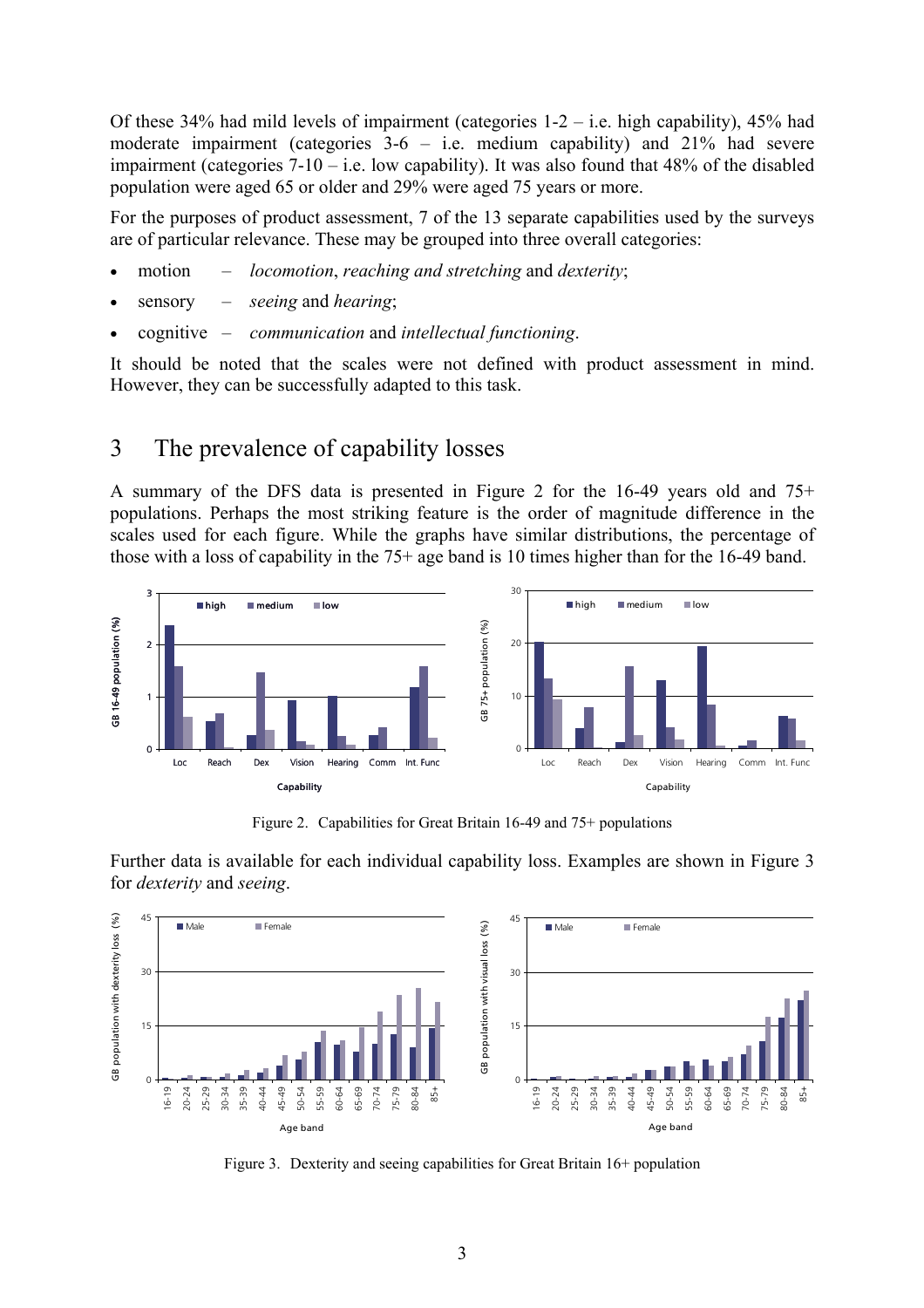Of these 34% had mild levels of impairment (categories 1-2 – i.e. high capability), 45% had moderate impairment (categories 3-6 – i.e. medium capability) and 21% had severe impairment (categories 7-10 – i.e. low capability). It was also found that 48% of the disabled population were aged 65 or older and 29% were aged 75 years or more.

For the purposes of product assessment, 7 of the 13 separate capabilities used by the surveys are of particular relevance. These may be grouped into three overall categories:

- motion – *locomotion*, *reaching and stretching* and *dexterity*;
- sensory – *seeing* and *hearing*;
- cognitive – *communication* and *intellectual functioning*.

It should be noted that the scales were not defined with product assessment in mind. However, they can be successfully adapted to this task.

## 3 The prevalence of capability losses

A summary of the DFS data is presented in Figure 2 for the 16-49 years old and 75+ populations. Perhaps the most striking feature is the order of magnitude difference in the scales used for each figure. While the graphs have similar distributions, the percentage of those with a loss of capability in the 75+ age band is 10 times higher than for the 16-49 band.

Figure 2. Capabilities for Great Britain 16-49 and 75+ populations

Further data is available for each individual capability loss. Examples are shown in Figure 3 for *dexterity* and *seeing*.

Figure 3. Dexterity and seeing capabilities for Great Britain 16+ population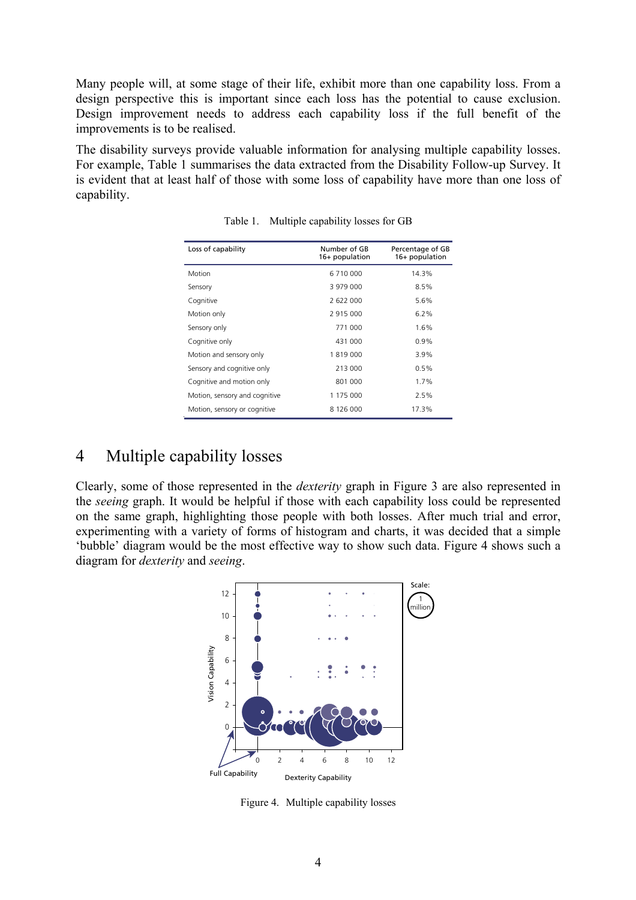Many people will, at some stage of their life, exhibit more than one capability loss. From a design perspective this is important since each loss has the potential to cause exclusion. Design improvement needs to address each capability loss if the full benefit of the improvements is to be realised.

The disability surveys provide valuable information for analysing multiple capability losses. For example, Table 1 summarises the data extracted from the Disability Follow-up Survey. It is evident that at least half of those with some loss of capability have more than one loss of capability.

Table 1. Multiple capability losses for GB

| Loss of capability | Number of GB 16+ population | Percentage of GB 16+ population |
|---|---|---|
| Motion | 6 710 000 | 14.3% |
| Sensory | 3 979 000 | 8.5% |
| Cognitive | 2 622 000 | 5.6% |
| Motion only | 2 915 000 | 6.2% |
| Sensory only | 771 000 | 1.6% |
| Cognitive only | 431 000 | 0.9% |
| Motion and sensory only | 1 819 000 | 3.9% |
| Sensory and cognitive only | 213 000 | 0.5% |
| Cognitive and motion only | 801 000 | 1.7% |
| Motion, sensory and cognitive | 1 175 000 | 2.5% |
| Motion, sensory or cognitive | 8 126 000 | 17.3% |

# 4 Multiple capability losses

Clearly, some of those represented in the *dexterity* graph in Figure 3 are also represented in the *seeing* graph. It would be helpful if those with each capability loss could be represented on the same graph, highlighting those people with both losses. After much trial and error, experimenting with a variety of forms of histogram and charts, it was decided that a simple 'bubble' diagram would be the most effective way to show such data. Figure 4 shows such a diagram for *dexterity* and *seeing*.

Figure 4. Multiple capability losses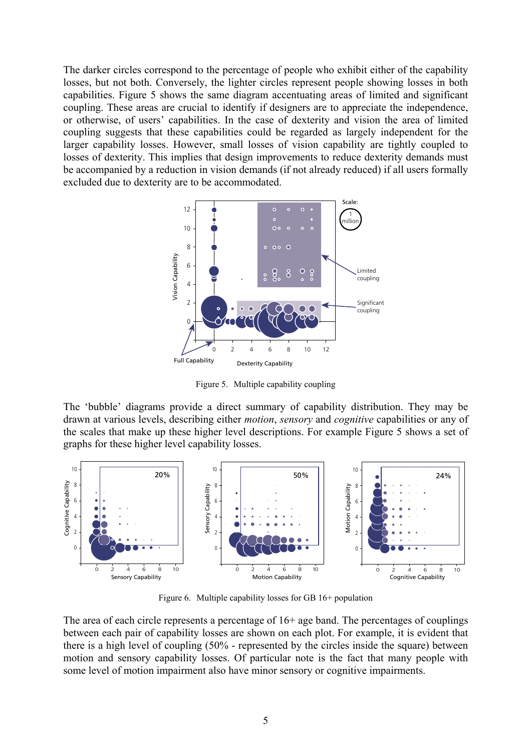The darker circles correspond to the percentage of people who exhibit either of the capability losses, but not both. Conversely, the lighter circles represent people showing losses in both capabilities. Figure 5 shows the same diagram accentuating areas of limited and significant coupling. These areas are crucial to identify if designers are to appreciate the independence, or otherwise, of users' capabilities. In the case of dexterity and vision the area of limited coupling suggests that these capabilities could be regarded as largely independent for the larger capability losses. However, small losses of vision capability are tightly coupled to losses of dexterity. This implies that design improvements to reduce dexterity demands must be accompanied by a reduction in vision demands (if not already reduced) if all users formally excluded due to dexterity are to be accommodated.

Figure 5. Multiple capability coupling

The 'bubble' diagrams provide a direct summary of capability distribution. They may be drawn at various levels, describing either *motion*, *sensory* and *cognitive* capabilities or any of the scales that make up these higher level descriptions. For example Figure 5 shows a set of graphs for these higher level capability losses.

Figure 6. Multiple capability losses for GB 16+ population

The area of each circle represents a percentage of 16+ age band. The percentages of couplings between each pair of capability losses are shown on each plot. For example, it is evident that there is a high level of coupling (50% - represented by the circles inside the square) between motion and sensory capability losses. Of particular note is the fact that many people with some level of motion impairment also have minor sensory or cognitive impairments.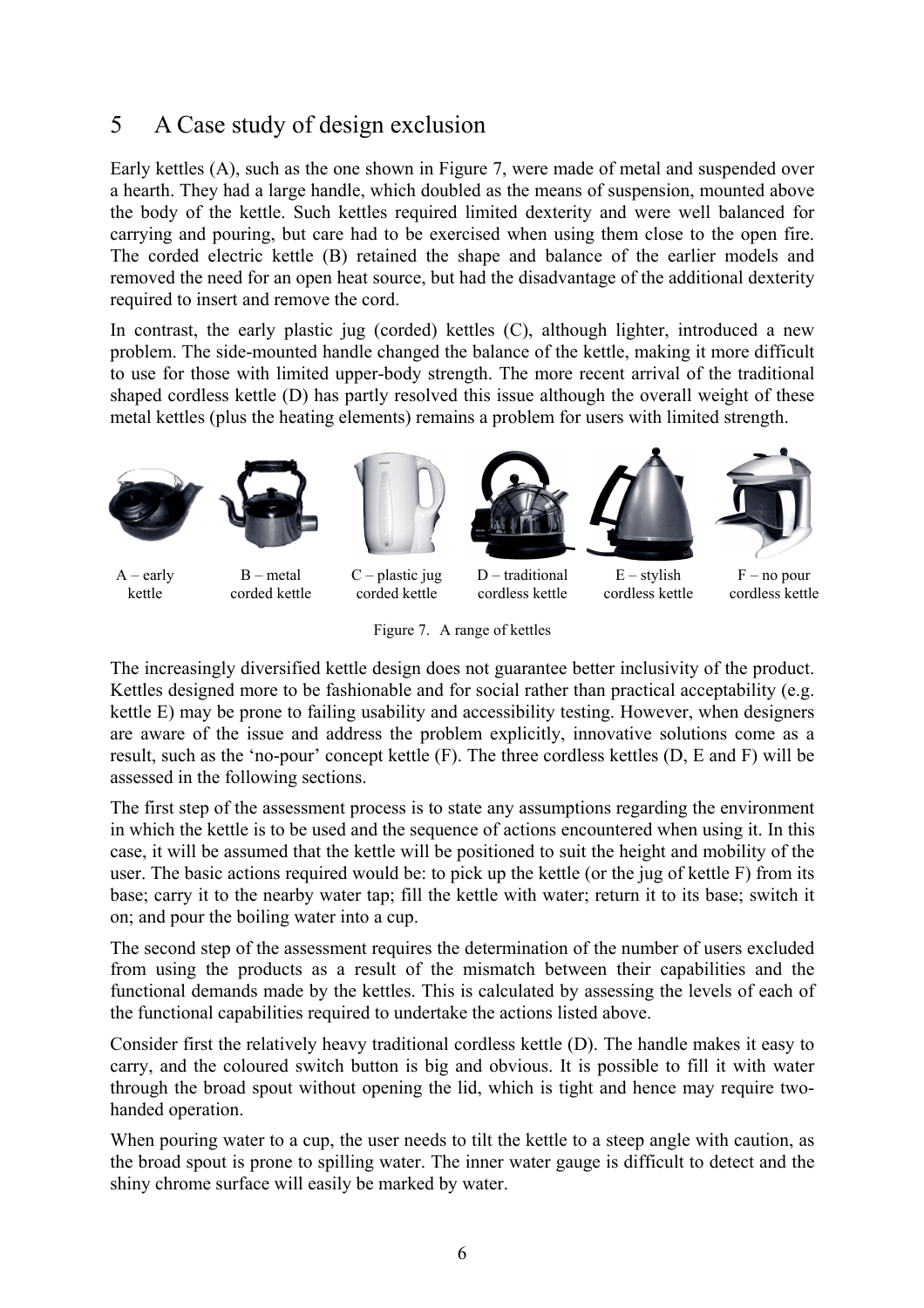## 5 A Case study of design exclusion

Early kettles (A), such as the one shown in Figure 7, were made of metal and suspended over a hearth. They had a large handle, which doubled as the means of suspension, mounted above the body of the kettle. Such kettles required limited dexterity and were well balanced for carrying and pouring, but care had to be exercised when using them close to the open fire. The corded electric kettle (B) retained the shape and balance of the earlier models and removed the need for an open heat source, but had the disadvantage of the additional dexterity required to insert and remove the cord.

In contrast, the early plastic jug (corded) kettles (C), although lighter, introduced a new problem. The side-mounted handle changed the balance of the kettle, making it more difficult to use for those with limited upper-body strength. The more recent arrival of the traditional shaped cordless kettle (D) has partly resolved this issue although the overall weight of these metal kettles (plus the heating elements) remains a problem for users with limited strength.

A – early kettle | B – metal corded kettle | C – plastic jug corded kettle | D – traditional cordless kettle | E – stylish cordless kettle | F – no pour cordless kettle

Figure 7. A range of kettles

The increasingly diversified kettle design does not guarantee better inclusivity of the product. Kettles designed more to be fashionable and for social rather than practical acceptability (e.g. kettle E) may be prone to failing usability and accessibility testing. However, when designers are aware of the issue and address the problem explicitly, innovative solutions come as a result, such as the 'no-pour' concept kettle (F). The three cordless kettles (D, E and F) will be assessed in the following sections.

The first step of the assessment process is to state any assumptions regarding the environment in which the kettle is to be used and the sequence of actions encountered when using it. In this case, it will be assumed that the kettle will be positioned to suit the height and mobility of the user. The basic actions required would be: to pick up the kettle (or the jug of kettle F) from its base; carry it to the nearby water tap; fill the kettle with water; return it to its base; switch it on; and pour the boiling water into a cup.

The second step of the assessment requires the determination of the number of users excluded from using the products as a result of the mismatch between their capabilities and the functional demands made by the kettles. This is calculated by assessing the levels of each of the functional capabilities required to undertake the actions listed above.

Consider first the relatively heavy traditional cordless kettle (D). The handle makes it easy to carry, and the coloured switch button is big and obvious. It is possible to fill it with water through the broad spout without opening the lid, which is tight and hence may require two-handed operation.

When pouring water to a cup, the user needs to tilt the kettle to a steep angle with caution, as the broad spout is prone to spilling water. The inner water gauge is difficult to detect and the shiny chrome surface will easily be marked by water.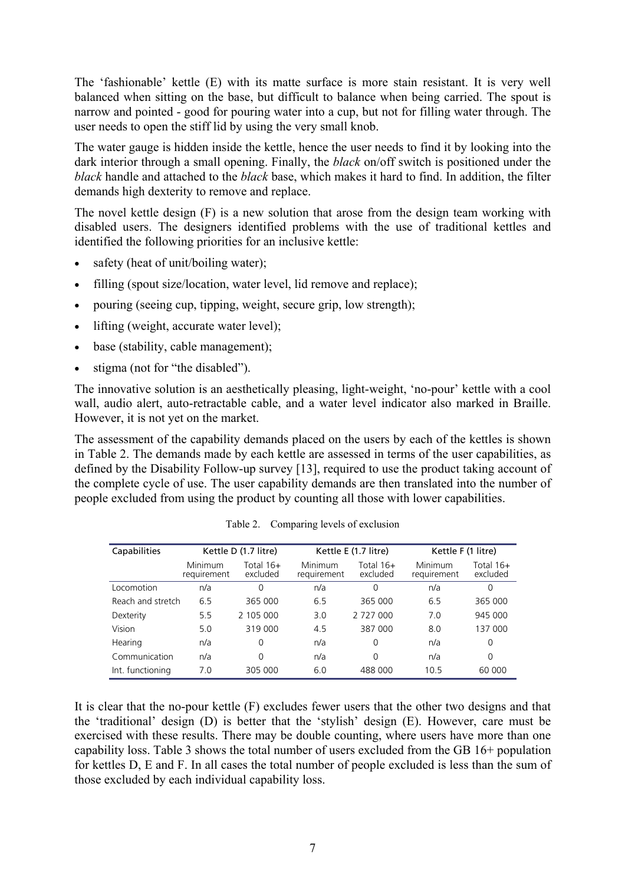The 'fashionable' kettle (E) with its matte surface is more stain resistant. It is very well balanced when sitting on the base, but difficult to balance when being carried. The spout is narrow and pointed - good for pouring water into a cup, but not for filling water through. The user needs to open the stiff lid by using the very small knob.

The water gauge is hidden inside the kettle, hence the user needs to find it by looking into the dark interior through a small opening. Finally, the *black* on/off switch is positioned under the *black* handle and attached to the *black* base, which makes it hard to find. In addition, the filter demands high dexterity to remove and replace.

The novel kettle design (F) is a new solution that arose from the design team working with disabled users. The designers identified problems with the use of traditional kettles and identified the following priorities for an inclusive kettle:

- safety (heat of unit/boiling water);
- filling (spout size/location, water level, lid remove and replace);
- pouring (seeing cup, tipping, weight, secure grip, low strength);
- lifting (weight, accurate water level);
- base (stability, cable management);
- stigma (not for "the disabled").

The innovative solution is an aesthetically pleasing, light-weight, 'no-pour' kettle with a cool wall, audio alert, auto-retractable cable, and a water level indicator also marked in Braille. However, it is not yet on the market.

The assessment of the capability demands placed on the users by each of the kettles is shown in Table 2. The demands made by each kettle are assessed in terms of the user capabilities, as defined by the Disability Follow-up survey [13], required to use the product taking account of the complete cycle of use. The user capability demands are then translated into the number of people excluded from using the product by counting all those with lower capabilities.

Table 2. Comparing levels of exclusion

| Capabilities | Kettle D (1.7 litre) | | Kettle E (1.7 litre) | | Kettle F (1 litre) | |
|---|---|---|---|---|---|---|
| | Minimum requirement | Total 16+ excluded | Minimum requirement | Total 16+ excluded | Minimum requirement | Total 16+ excluded |
| Locomotion | n/a | 0 | n/a | 0 | n/a | 0 |
| Reach and stretch | 6.5 | 365 000 | 6.5 | 365 000 | 6.5 | 365 000 |
| Dexterity | 5.5 | 2 105 000 | 3.0 | 2 727 000 | 7.0 | 945 000 |
| Vision | 5.0 | 319 000 | 4.5 | 387 000 | 8.0 | 137 000 |
| Hearing | n/a | 0 | n/a | 0 | n/a | 0 |
| Communication | n/a | 0 | n/a | 0 | n/a | 0 |
| Int. functioning | 7.0 | 305 000 | 6.0 | 488 000 | 10.5 | 60 000 |

It is clear that the no-pour kettle (F) excludes fewer users that the other two designs and that the 'traditional' design (D) is better that the 'stylish' design (E). However, care must be exercised with these results. There may be double counting, where users have more than one capability loss. Table 3 shows the total number of users excluded from the GB 16+ population for kettles D, E and F. In all cases the total number of people excluded is less than the sum of those excluded by each individual capability loss.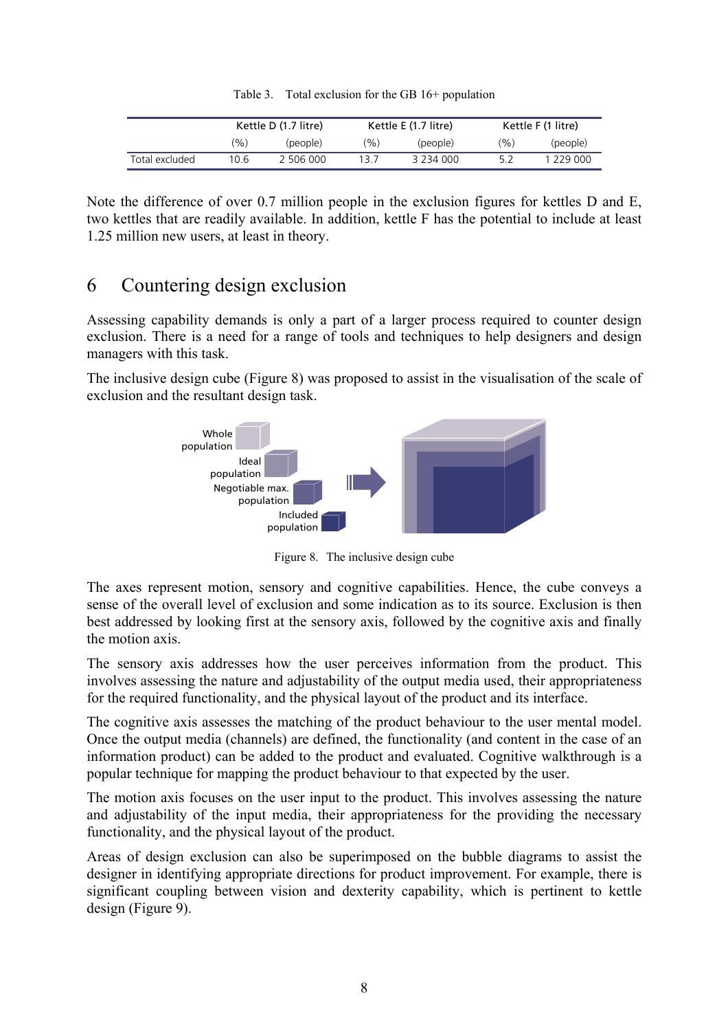Table 3. Total exclusion for the GB 16+ population

| | Kettle D (1.7 litre) | | Kettle E (1.7 litre) | | Kettle F (1 litre) | |
|---|---|---|---|---|---|---|
| | (%) | (people) | (%) | (people) | (%) | (people) |
| Total excluded | 10.6 | 2 506 000 | 13.7 | 3 234 000 | 5.2 | 1 229 000 |

Note the difference of over 0.7 million people in the exclusion figures for kettles D and E, two kettles that are readily available. In addition, kettle F has the potential to include at least 1.25 million new users, at least in theory.

## 6 Countering design exclusion

Assessing capability demands is only a part of a larger process required to counter design exclusion. There is a need for a range of tools and techniques to help designers and design managers with this task.

The inclusive design cube (Figure 8) was proposed to assist in the visualisation of the scale of exclusion and the resultant design task.

Whole population

Ideal population

Negotiable max. population

Included population

Figure 8. The inclusive design cube

The axes represent motion, sensory and cognitive capabilities. Hence, the cube conveys a sense of the overall level of exclusion and some indication as to its source. Exclusion is then best addressed by looking first at the sensory axis, followed by the cognitive axis and finally the motion axis.

The sensory axis addresses how the user perceives information from the product. This involves assessing the nature and adjustability of the output media used, their appropriateness for the required functionality, and the physical layout of the product and its interface.

The cognitive axis assesses the matching of the product behaviour to the user mental model. Once the output media (channels) are defined, the functionality (and content in the case of an information product) can be added to the product and evaluated. Cognitive walkthrough is a popular technique for mapping the product behaviour to that expected by the user.

The motion axis focuses on the user input to the product. This involves assessing the nature and adjustability of the input media, their appropriateness for the providing the necessary functionality, and the physical layout of the product.

Areas of design exclusion can also be superimposed on the bubble diagrams to assist the designer in identifying appropriate directions for product improvement. For example, there is significant coupling between vision and dexterity capability, which is pertinent to kettle design (Figure 9).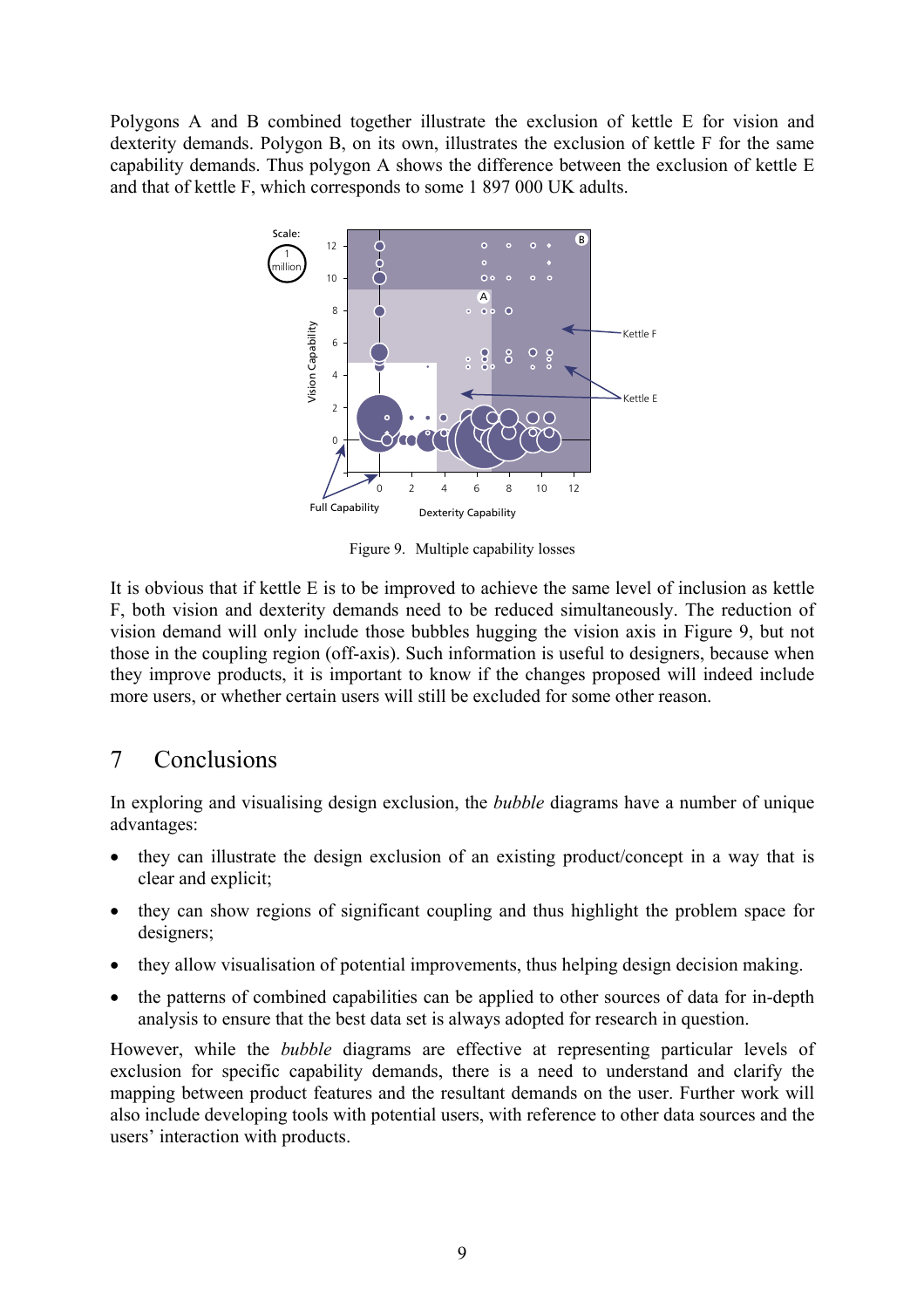Polygons A and B combined together illustrate the exclusion of kettle E for vision and dexterity demands. Polygon B, on its own, illustrates the exclusion of kettle F for the same capability demands. Thus polygon A shows the difference between the exclusion of kettle E and that of kettle F, which corresponds to some 1 897 000 UK adults.

Figure 9. Multiple capability losses

It is obvious that if kettle E is to be improved to achieve the same level of inclusion as kettle F, both vision and dexterity demands need to be reduced simultaneously. The reduction of vision demand will only include those bubbles hugging the vision axis in Figure 9, but not those in the coupling region (off-axis). Such information is useful to designers, because when they improve products, it is important to know if the changes proposed will indeed include more users, or whether certain users will still be excluded for some other reason.

# 7 Conclusions

In exploring and visualising design exclusion, the *bubble* diagrams have a number of unique advantages:

- they can illustrate the design exclusion of an existing product/concept in a way that is clear and explicit;
- they can show regions of significant coupling and thus highlight the problem space for designers;
- they allow visualisation of potential improvements, thus helping design decision making.
- the patterns of combined capabilities can be applied to other sources of data for in-depth analysis to ensure that the best data set is always adopted for research in question.

However, while the *bubble* diagrams are effective at representing particular levels of exclusion for specific capability demands, there is a need to understand and clarify the mapping between product features and the resultant demands on the user. Further work will also include developing tools with potential users, with reference to other data sources and the users' interaction with products.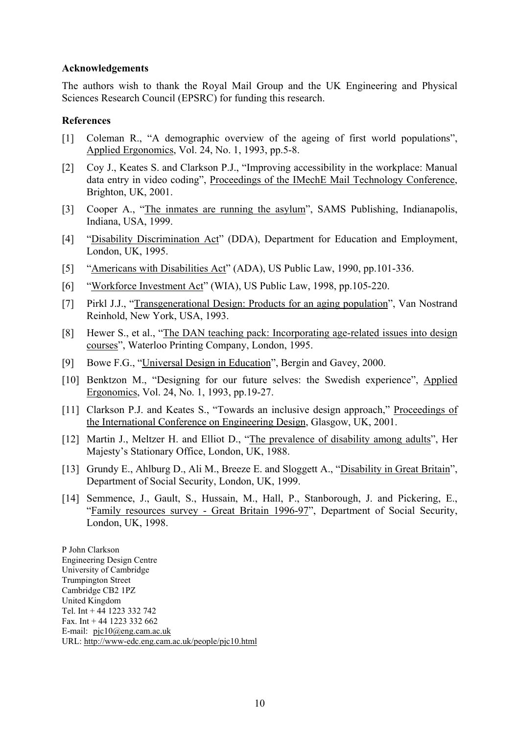**Acknowledgements**

The authors wish to thank the Royal Mail Group and the UK Engineering and Physical Sciences Research Council (EPSRC) for funding this research.

**References**

[1] Coleman R., "A demographic overview of the ageing of first world populations", Applied Ergonomics, Vol. 24, No. 1, 1993, pp.5-8.

[2] Coy J., Keates S. and Clarkson P.J., "Improving accessibility in the workplace: Manual data entry in video coding", Proceedings of the IMechE Mail Technology Conference, Brighton, UK, 2001.

[3] Cooper A., "The inmates are running the asylum", SAMS Publishing, Indianapolis, Indiana, USA, 1999.

[4] "Disability Discrimination Act" (DDA), Department for Education and Employment, London, UK, 1995.

[5] "Americans with Disabilities Act" (ADA), US Public Law, 1990, pp.101-336.

[6] "Workforce Investment Act" (WIA), US Public Law, 1998, pp.105-220.

[7] Pirkl J.J., "Transgenerational Design: Products for an aging population", Van Nostrand Reinhold, New York, USA, 1993.

[8] Hewer S., et al., "The DAN teaching pack: Incorporating age-related issues into design courses", Waterloo Printing Company, London, 1995.

[9] Bowe F.G., "Universal Design in Education", Bergin and Gavey, 2000.

[10] Benktzon M., "Designing for our future selves: the Swedish experience", Applied Ergonomics, Vol. 24, No. 1, 1993, pp.19-27.

[11] Clarkson P.J. and Keates S., "Towards an inclusive design approach," Proceedings of the International Conference on Engineering Design, Glasgow, UK, 2001.

[12] Martin J., Meltzer H. and Elliot D., "The prevalence of disability among adults", Her Majesty's Stationary Office, London, UK, 1988.

[13] Grundy E., Ahlburg D., Ali M., Breeze E. and Sloggett A., "Disability in Great Britain", Department of Social Security, London, UK, 1999.

[14] Semmence, J., Gault, S., Hussain, M., Hall, P., Stanborough, J. and Pickering, E., "Family resources survey - Great Britain 1996-97", Department of Social Security, London, UK, 1998.

P John Clarkson
Engineering Design Centre
University of Cambridge
Trumpington Street
Cambridge CB2 1PZ
United Kingdom
Tel. Int + 44 1223 332 742
Fax. Int + 44 1223 332 662
E-mail: pjc10@eng.cam.ac.uk
URL: http://www-edc.eng.cam.ac.uk/people/pjc10.html